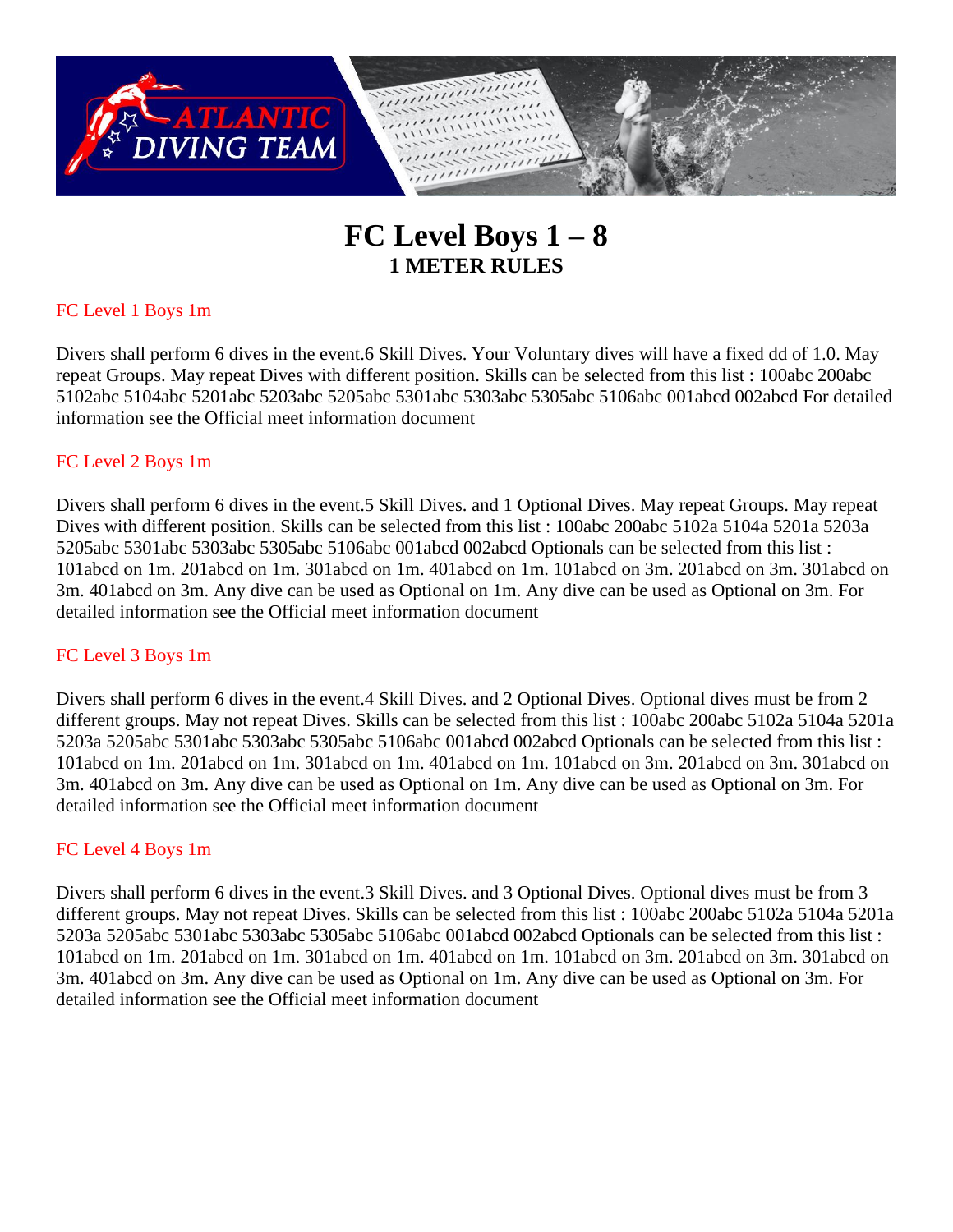# FC Level Boys 1 – 8

## 1 METER RULES

### FC Level 1 Boys 1m

Divers shall perform 6 dives in the event.6 Skill Dives. Your Voluntary dives will have a fixed dd of 1.0. May repeat Groups. May repeat Dives with different position. Skills can be selected from this list : 100abc 200abc 5102abc 5104abc 5201abc 5203abc 5205abc 5301abc 5303abc 5305abc 5106abc 001abcd 002abcd For detailed information see the Official meet information document

### FC Level 2 Boys 1m

Divers shall perform 6 dives in the event.5 Skill Dives. and 1 Optional Dives. May repeat Groups. May repeat Dives with different position. Skills can be selected from this list : 100abc 200abc 5102a 5104a 5201a 5203a 5205abc 5301abc 5303abc 5305abc 5106abc 001abcd 002abcd Optionals can be selected from this list : 101abcd on 1m. 201abcd on 1m. 301abcd on 1m. 401abcd on 1m. 101abcd on 3m. 201abcd on 3m. 301abcd on 3m. 401abcd on 3m. Any dive can be used as Optional on 1m. Any dive can be used as Optional on 3m. For detailed information see the Official meet information document

### FC Level 3 Boys 1m

Divers shall perform 6 dives in the event.4 Skill Dives. and 2 Optional Dives. Optional dives must be from 2 different groups. May not repeat Dives. Skills can be selected from this list : 100abc 200abc 5102a 5104a 5201a 5203a 5205abc 5301abc 5303abc 5305abc 5106abc 001abcd 002abcd Optionals can be selected from this list : 101abcd on 1m. 201abcd on 1m. 301abcd on 1m. 401abcd on 1m. 101abcd on 3m. 201abcd on 3m. 301abcd on 3m. 401abcd on 3m. Any dive can be used as Optional on 1m. Any dive can be used as Optional on 3m. For detailed information see the Official meet information document

### FC Level 4 Boys 1m

Divers shall perform 6 dives in the event.3 Skill Dives. and 3 Optional Dives. Optional dives must be from 3 different groups. May not repeat Dives. Skills can be selected from this list : 100abc 200abc 5102a 5104a 5201a 5203a 5205abc 5301abc 5303abc 5305abc 5106abc 001abcd 002abcd Optionals can be selected from this list : 101abcd on 1m. 201abcd on 1m. 301abcd on 1m. 401abcd on 1m. 101abcd on 3m. 201abcd on 3m. 301abcd on 3m. 401abcd on 3m. Any dive can be used as Optional on 1m. Any dive can be used as Optional on 3m. For detailed information see the Official meet information document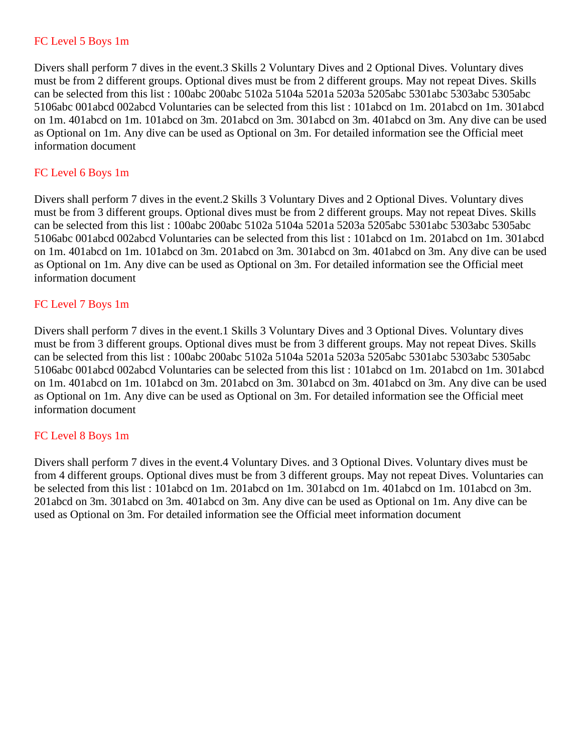## FC Level 5 Boys 1m

Divers shall perform 7 dives in the event.3 Skills 2 Voluntary Dives and 2 Optional Dives. Voluntary dives must be from 2 different groups. Optional dives must be from 2 different groups. May not repeat Dives. Skills can be selected from this list : 100abc 200abc 5102a 5104a 5201a 5203a 5205abc 5301abc 5303abc 5305abc 5106abc 001abcd 002abcd Voluntaries can be selected from this list : 101abcd on 1m. 201abcd on 1m. 301abcd on 1m. 401abcd on 1m. 101abcd on 3m. 201abcd on 3m. 301abcd on 3m. 401abcd on 3m. Any dive can be used as Optional on 1m. Any dive can be used as Optional on 3m. For detailed information see the Official meet information document

## FC Level 6 Boys 1m

Divers shall perform 7 dives in the event.2 Skills 3 Voluntary Dives and 2 Optional Dives. Voluntary dives must be from 3 different groups. Optional dives must be from 2 different groups. May not repeat Dives. Skills can be selected from this list : 100abc 200abc 5102a 5104a 5201a 5203a 5205abc 5301abc 5303abc 5305abc 5106abc 001abcd 002abcd Voluntaries can be selected from this list : 101abcd on 1m. 201abcd on 1m. 301abcd on 1m. 401abcd on 1m. 101abcd on 3m. 201abcd on 3m. 301abcd on 3m. 401abcd on 3m. Any dive can be used as Optional on 1m. Any dive can be used as Optional on 3m. For detailed information see the Official meet information document

## FC Level 7 Boys 1m

Divers shall perform 7 dives in the event.1 Skills 3 Voluntary Dives and 3 Optional Dives. Voluntary dives must be from 3 different groups. Optional dives must be from 3 different groups. May not repeat Dives. Skills can be selected from this list : 100abc 200abc 5102a 5104a 5201a 5203a 5205abc 5301abc 5303abc 5305abc 5106abc 001abcd 002abcd Voluntaries can be selected from this list : 101abcd on 1m. 201abcd on 1m. 301abcd on 1m. 401abcd on 1m. 101abcd on 3m. 201abcd on 3m. 301abcd on 3m. 401abcd on 3m. Any dive can be used as Optional on 1m. Any dive can be used as Optional on 3m. For detailed information see the Official meet information document

## FC Level 8 Boys 1m

Divers shall perform 7 dives in the event.4 Voluntary Dives. and 3 Optional Dives. Voluntary dives must be from 4 different groups. Optional dives must be from 3 different groups. May not repeat Dives. Voluntaries can be selected from this list : 101abcd on 1m. 201abcd on 1m. 301abcd on 1m. 401abcd on 1m. 101abcd on 3m. 201abcd on 3m. 301abcd on 3m. 401abcd on 3m. Any dive can be used as Optional on 1m. Any dive can be used as Optional on 3m. For detailed information see the Official meet information document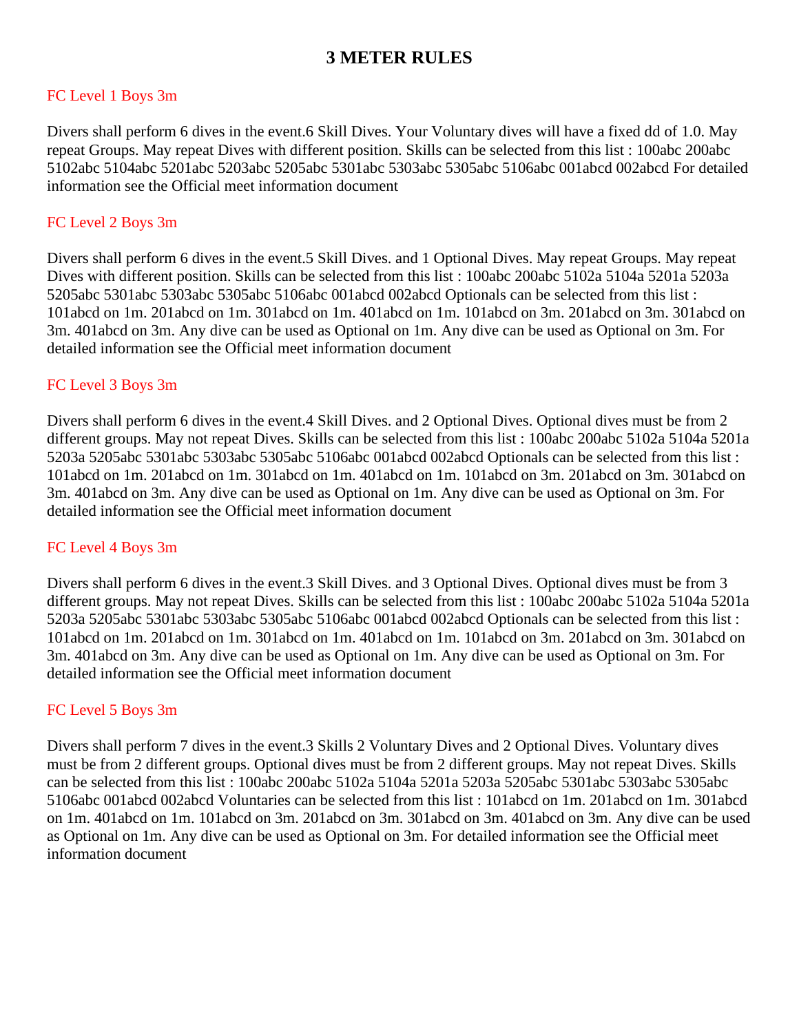# 3 METER RULES

## FC Level 1 Boys 3m

Divers shall perform 6 dives in the event.6 Skill Dives. Your Voluntary dives will have a fixed dd of 1.0. May repeat Groups. May repeat Dives with different position. Skills can be selected from this list : 100abc 200abc 5102abc 5104abc 5201abc 5203abc 5205abc 5301abc 5303abc 5305abc 5106abc 001abcd 002abcd For detailed information see the Official meet information document

## FC Level 2 Boys 3m

Divers shall perform 6 dives in the event.5 Skill Dives. and 1 Optional Dives. May repeat Groups. May repeat Dives with different position. Skills can be selected from this list : 100abc 200abc 5102a 5104a 5201a 5203a 5205abc 5301abc 5303abc 5305abc 5106abc 001abcd 002abcd Optionals can be selected from this list : 101abcd on 1m. 201abcd on 1m. 301abcd on 1m. 401abcd on 1m. 101abcd on 3m. 201abcd on 3m. 301abcd on 3m. 401abcd on 3m. Any dive can be used as Optional on 1m. Any dive can be used as Optional on 3m. For detailed information see the Official meet information document

## FC Level 3 Boys 3m

Divers shall perform 6 dives in the event.4 Skill Dives. and 2 Optional Dives. Optional dives must be from 2 different groups. May not repeat Dives. Skills can be selected from this list : 100abc 200abc 5102a 5104a 5201a 5203a 5205abc 5301abc 5303abc 5305abc 5106abc 001abcd 002abcd Optionals can be selected from this list : 101abcd on 1m. 201abcd on 1m. 301abcd on 1m. 401abcd on 1m. 101abcd on 3m. 201abcd on 3m. 301abcd on 3m. 401abcd on 3m. Any dive can be used as Optional on 1m. Any dive can be used as Optional on 3m. For detailed information see the Official meet information document

## FC Level 4 Boys 3m

Divers shall perform 6 dives in the event.3 Skill Dives. and 3 Optional Dives. Optional dives must be from 3 different groups. May not repeat Dives. Skills can be selected from this list : 100abc 200abc 5102a 5104a 5201a 5203a 5205abc 5301abc 5303abc 5305abc 5106abc 001abcd 002abcd Optionals can be selected from this list : 101abcd on 1m. 201abcd on 1m. 301abcd on 1m. 401abcd on 1m. 101abcd on 3m. 201abcd on 3m. 301abcd on 3m. 401abcd on 3m. Any dive can be used as Optional on 1m. Any dive can be used as Optional on 3m. For detailed information see the Official meet information document

## FC Level 5 Boys 3m

Divers shall perform 7 dives in the event.3 Skills 2 Voluntary Dives and 2 Optional Dives. Voluntary dives must be from 2 different groups. Optional dives must be from 2 different groups. May not repeat Dives. Skills can be selected from this list : 100abc 200abc 5102a 5104a 5201a 5203a 5205abc 5301abc 5303abc 5305abc 5106abc 001abcd 002abcd Voluntaries can be selected from this list : 101abcd on 1m. 201abcd on 1m. 301abcd on 1m. 401abcd on 1m. 101abcd on 3m. 201abcd on 3m. 301abcd on 3m. 401abcd on 3m. Any dive can be used as Optional on 1m. Any dive can be used as Optional on 3m. For detailed information see the Official meet information document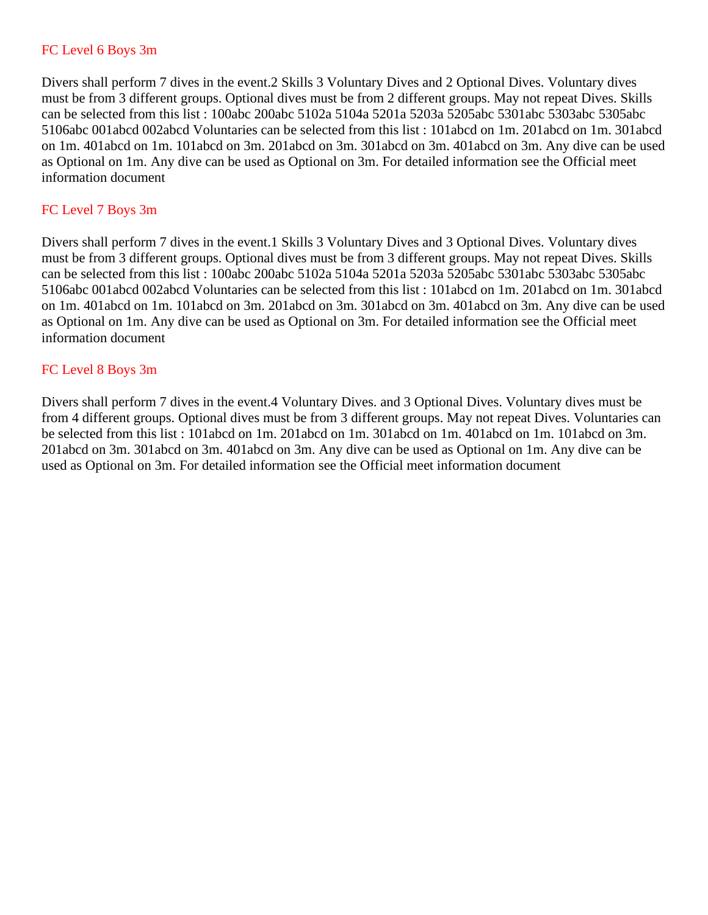## FC Level 6 Boys 3m

Divers shall perform 7 dives in the event.2 Skills 3 Voluntary Dives and 2 Optional Dives. Voluntary dives must be from 3 different groups. Optional dives must be from 2 different groups. May not repeat Dives. Skills can be selected from this list : 100abc 200abc 5102a 5104a 5201a 5203a 5205abc 5301abc 5303abc 5305abc 5106abc 001abcd 002abcd Voluntaries can be selected from this list : 101abcd on 1m. 201abcd on 1m. 301abcd on 1m. 401abcd on 1m. 101abcd on 3m. 201abcd on 3m. 301abcd on 3m. 401abcd on 3m. Any dive can be used as Optional on 1m. Any dive can be used as Optional on 3m. For detailed information see the Official meet information document

## FC Level 7 Boys 3m

Divers shall perform 7 dives in the event.1 Skills 3 Voluntary Dives and 3 Optional Dives. Voluntary dives must be from 3 different groups. Optional dives must be from 3 different groups. May not repeat Dives. Skills can be selected from this list : 100abc 200abc 5102a 5104a 5201a 5203a 5205abc 5301abc 5303abc 5305abc 5106abc 001abcd 002abcd Voluntaries can be selected from this list : 101abcd on 1m. 201abcd on 1m. 301abcd on 1m. 401abcd on 1m. 101abcd on 3m. 201abcd on 3m. 301abcd on 3m. 401abcd on 3m. Any dive can be used as Optional on 1m. Any dive can be used as Optional on 3m. For detailed information see the Official meet information document

## FC Level 8 Boys 3m

Divers shall perform 7 dives in the event.4 Voluntary Dives. and 3 Optional Dives. Voluntary dives must be from 4 different groups. Optional dives must be from 3 different groups. May not repeat Dives. Voluntaries can be selected from this list : 101abcd on 1m. 201abcd on 1m. 301abcd on 1m. 401abcd on 1m. 101abcd on 3m. 201abcd on 3m. 301abcd on 3m. 401abcd on 3m. Any dive can be used as Optional on 1m. Any dive can be used as Optional on 3m. For detailed information see the Official meet information document